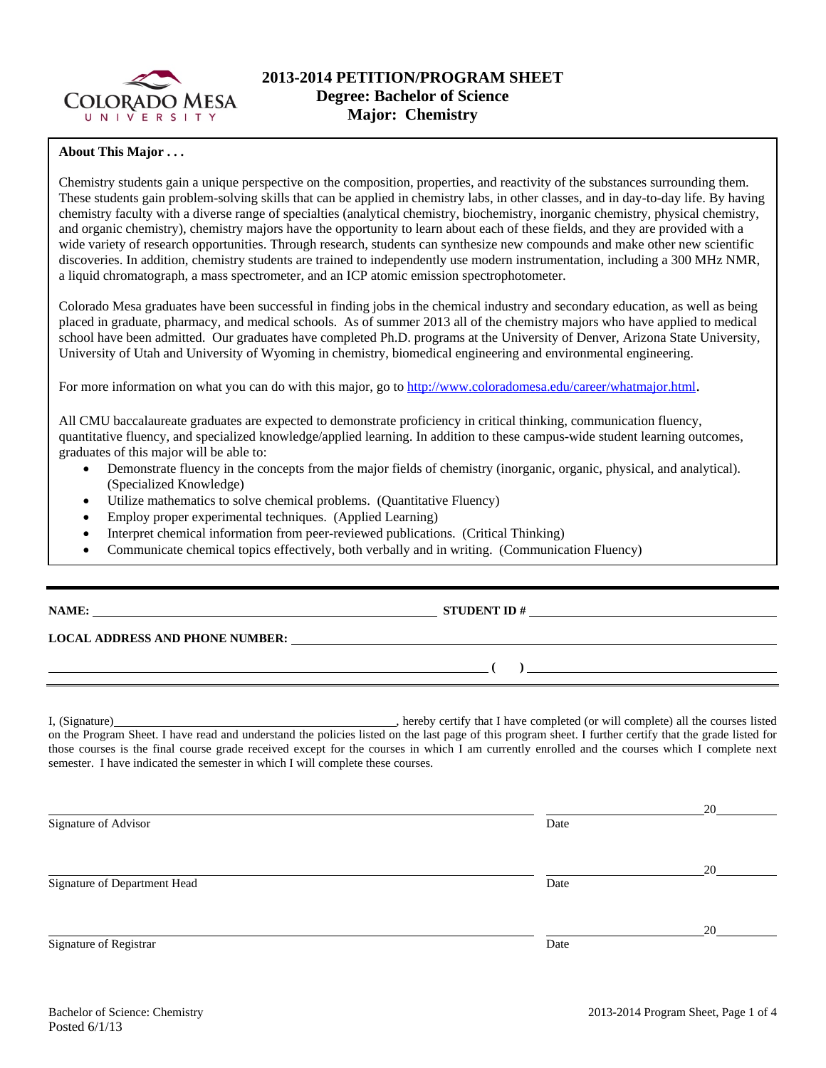# 2013-2014 PETITION/PROGRAM SHEET
## Degree: Bachelor of Science
## Major: Chemistry

**About This Major . . .**

Chemistry students gain a unique perspective on the composition, properties, and reactivity of the substances surrounding them. These students gain problem-solving skills that can be applied in chemistry labs, in other classes, and in day-to-day life. By having chemistry faculty with a diverse range of specialties (analytical chemistry, biochemistry, inorganic chemistry, physical chemistry, and organic chemistry), chemistry majors have the opportunity to learn about each of these fields, and they are provided with a wide variety of research opportunities. Through research, students can synthesize new compounds and make other new scientific discoveries. In addition, chemistry students are trained to independently use modern instrumentation, including a 300 MHz NMR, a liquid chromatograph, a mass spectrometer, and an ICP atomic emission spectrophotometer.

Colorado Mesa graduates have been successful in finding jobs in the chemical industry and secondary education, as well as being placed in graduate, pharmacy, and medical schools. As of summer 2013 all of the chemistry majors who have applied to medical school have been admitted. Our graduates have completed Ph.D. programs at the University of Denver, Arizona State University, University of Utah and University of Wyoming in chemistry, biomedical engineering and environmental engineering.

For more information on what you can do with this major, go to http://www.coloradomesa.edu/career/whatmajor.html.

All CMU baccalaureate graduates are expected to demonstrate proficiency in critical thinking, communication fluency, quantitative fluency, and specialized knowledge/applied learning. In addition to these campus-wide student learning outcomes, graduates of this major will be able to:

- Demonstrate fluency in the concepts from the major fields of chemistry (inorganic, organic, physical, and analytical). (Specialized Knowledge)
- Utilize mathematics to solve chemical problems. (Quantitative Fluency)
- Employ proper experimental techniques. (Applied Learning)
- Interpret chemical information from peer-reviewed publications. (Critical Thinking)
- Communicate chemical topics effectively, both verbally and in writing. (Communication Fluency)

---

**NAME:** ______________________________ **STUDENT ID #** ______________________________

**LOCAL ADDRESS AND PHONE NUMBER:** ______________________________

______________________________ **( )** ______________________________

---

I, (Signature)______________________________, hereby certify that I have completed (or will complete) all the courses listed on the Program Sheet. I have read and understand the policies listed on the last page of this program sheet. I further certify that the grade listed for those courses is the final course grade received except for the courses in which I am currently enrolled and the courses which I complete next semester. I have indicated the semester in which I will complete these courses.

______________________________ ______________ 20______
Signature of Advisor Date

______________________________ ______________ 20______
Signature of Department Head Date

______________________________ ______________ 20______
Signature of Registrar Date

Bachelor of Science: Chemistry
Posted 6/1/13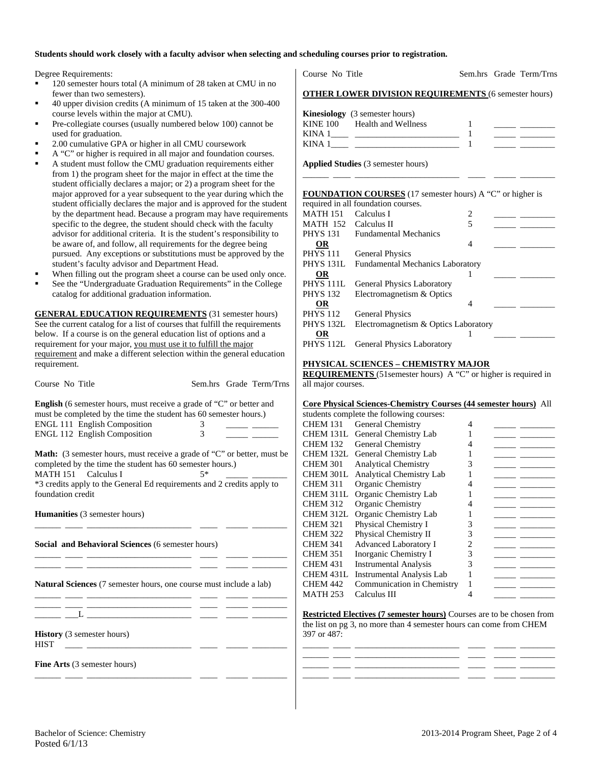**Students should work closely with a faculty advisor when selecting and scheduling courses prior to registration.**

Degree Requirements:

- 120 semester hours total (A minimum of 28 taken at CMU in no fewer than two semesters).
- 40 upper division credits (A minimum of 15 taken at the 300-400 course levels within the major at CMU).
- Pre-collegiate courses (usually numbered below 100) cannot be used for graduation.
- 2.00 cumulative GPA or higher in all CMU coursework
- A "C" or higher is required in all major and foundation courses.
- A student must follow the CMU graduation requirements either from 1) the program sheet for the major in effect at the time the student officially declares a major; or 2) a program sheet for the major approved for a year subsequent to the year during which the student officially declares the major and is approved for the student by the department head. Because a program may have requirements specific to the degree, the student should check with the faculty advisor for additional criteria. It is the student's responsibility to be aware of, and follow, all requirements for the degree being pursued. Any exceptions or substitutions must be approved by the student's faculty advisor and Department Head.
- When filling out the program sheet a course can be used only once.
- See the "Undergraduate Graduation Requirements" in the College catalog for additional graduation information.

**GENERAL EDUCATION REQUIREMENTS** (31 semester hours) See the current catalog for a list of courses that fulfill the requirements below. If a course is on the general education list of options and a requirement for your major, you must use it to fulfill the major requirement and make a different selection within the general education requirement.

| Course No | Title | Sem.hrs | Grade | Term/Trns |
|---|---|---|---|---|
| **English** (6 semester hours, must receive a grade of "C" or better and must be completed by the time the student has 60 semester hours.) | | | | |
| ENGL 111 | English Composition | 3 | | |
| ENGL 112 | English Composition | 3 | | |
| **Math:** (3 semester hours, must receive a grade of "C" or better, must be completed by the time the student has 60 semester hours.) | | | | |
| MATH 151 | Calculus I | 5* | | |
| *3 credits apply to the General Ed requirements and 2 credits apply to foundation credit | | | | |
| **Humanities** (3 semester hours) | | | | |
| | | | | |
| **Social and Behavioral Sciences** (6 semester hours) | | | | |
| | | | | |
| | | | | |
| **Natural Sciences** (7 semester hours, one course must include a lab) | | | | |
| | | | | |
| | | | | |
| ___L | | | | |
| **History** (3 semester hours) | | | | |
| HIST | | | | |
| **Fine Arts** (3 semester hours) | | | | |
| | | | | |

| Course No | Title | Sem.hrs | Grade | Term/Trns |
|---|---|---|---|---|
| **OTHER LOWER DIVISION REQUIREMENTS** (6 semester hours) | | | | |
| **Kinesiology** (3 semester hours) | | | | |
| KINE 100 | Health and Wellness | 1 | | |
| KINA 1____ | | 1 | | |
| KINA 1____ | | 1 | | |
| **Applied Studies** (3 semester hours) | | | | |
| | | | | |

**FOUNDATION COURSES** (17 semester hours) A "C" or higher is required in all foundation courses.

| Course No | Title | Sem.hrs | Grade | Term/Trns |
|---|---|---|---|---|
| MATH 151 | Calculus I | 2 | | |
| MATH 152 | Calculus II | 5 | | |
| PHYS 131 **OR** PHYS 111 | Fundamental Mechanics **OR** General Physics | 4 | | |
| PHYS 131L **OR** PHYS 111L | Fundamental Mechanics Laboratory **OR** General Physics Laboratory | 1 | | |
| PHYS 132 **OR** PHYS 112 | Electromagnetism & Optics **OR** General Physics | 4 | | |
| PHYS 132L **OR** PHYS 112L | Electromagnetism & Optics Laboratory **OR** General Physics Laboratory | 1 | | |

**PHYSICAL SCIENCES – CHEMISTRY MAJOR REQUIREMENTS** (51semester hours) A "C" or higher is required in all major courses.

**Core Physical Sciences-Chemistry Courses (44 semester hours)** All students complete the following courses:

| Course No | Title | Sem.hrs | Grade | Term/Trns |
|---|---|---|---|---|
| CHEM 131 | General Chemistry | 4 | | |
| CHEM 131L | General Chemistry Lab | 1 | | |
| CHEM 132 | General Chemistry | 4 | | |
| CHEM 132L | General Chemistry Lab | 1 | | |
| CHEM 301 | Analytical Chemistry | 3 | | |
| CHEM 301L | Analytical Chemistry Lab | 1 | | |
| CHEM 311 | Organic Chemistry | 4 | | |
| CHEM 311L | Organic Chemistry Lab | 1 | | |
| CHEM 312 | Organic Chemistry | 4 | | |
| CHEM 312L | Organic Chemistry Lab | 1 | | |
| CHEM 321 | Physical Chemistry I | 3 | | |
| CHEM 322 | Physical Chemistry II | 3 | | |
| CHEM 341 | Advanced Laboratory I | 2 | | |
| CHEM 351 | Inorganic Chemistry I | 3 | | |
| CHEM 431 | Instrumental Analysis | 3 | | |
| CHEM 431L | Instrumental Analysis Lab | 1 | | |
| CHEM 442 | Communication in Chemistry | 1 | | |
| MATH 253 | Calculus III | 4 | | |

**Restricted Electives (7 semester hours)** Courses are to be chosen from the list on pg 3, no more than 4 semester hours can come from CHEM 397 or 487:

| Course No | Title | Sem.hrs | Grade | Term/Trns |
|---|---|---|---|---|
| | | | | |
| | | | | |
| | | | | |
| | | | | |

Bachelor of Science: Chemistry
Posted 6/1/13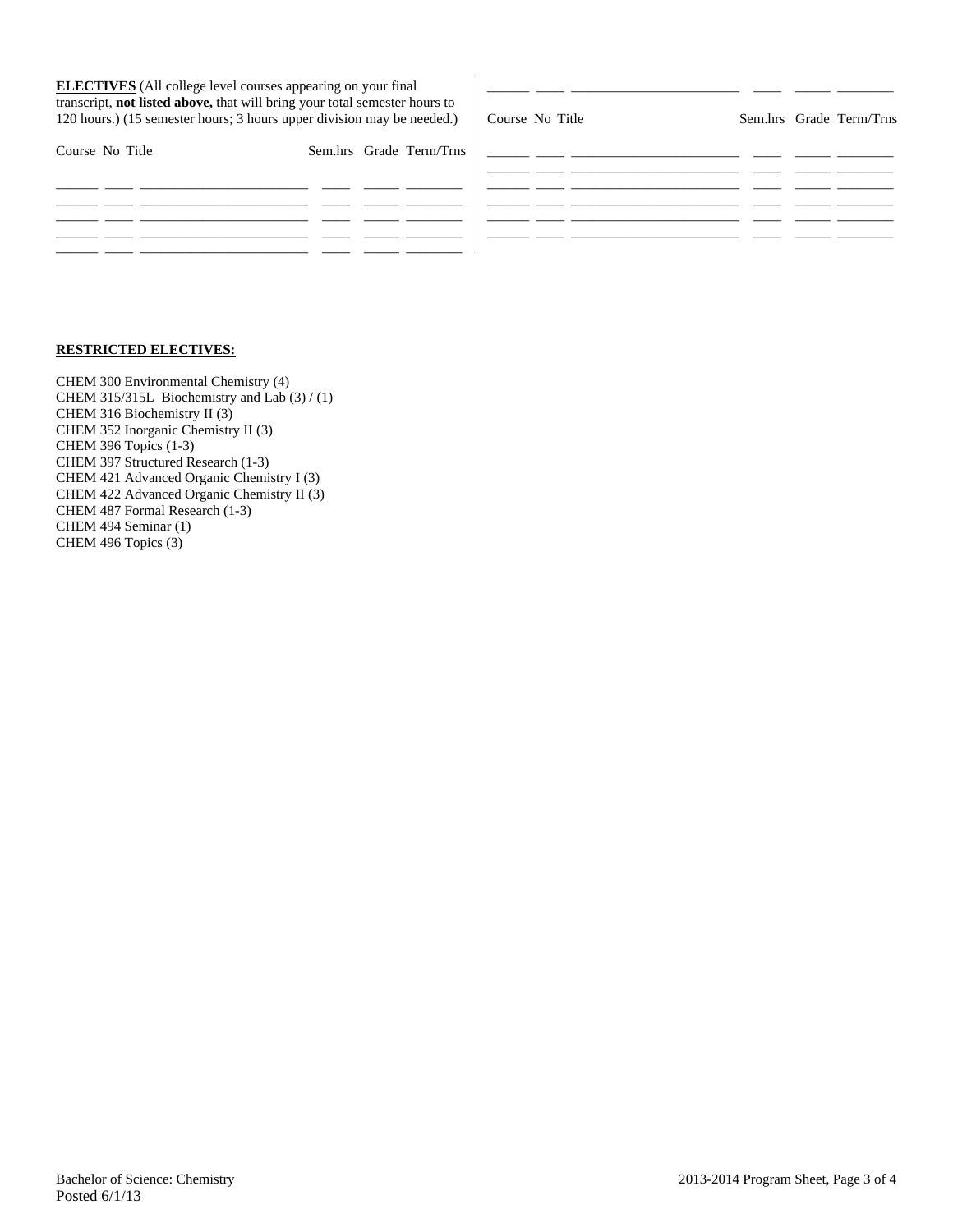**ELECTIVES** (All college level courses appearing on your final transcript, **not listed above,** that will bring your total semester hours to 120 hours.) (15 semester hours; 3 hours upper division may be needed.)

| Course | No | Title | Sem.hrs | Grade | Term/Trns |
|---|---|---|---|---|---|
| ______ | ____ | ______________________ | ____ | _____ | ________ |
| ______ | ____ | ______________________ | ____ | _____ | ________ |
| ______ | ____ | ______________________ | ____ | _____ | ________ |
| ______ | ____ | ______________________ | ____ | _____ | ________ |
| ______ | ____ | ______________________ | ____ | _____ | ________ |

| Course | No | Title | Sem.hrs | Grade | Term/Trns |
|---|---|---|---|---|---|
| ______ | ____ | ______________________ | ____ | _____ | ________ |
| ______ | ____ | ______________________ | ____ | _____ | ________ |
| ______ | ____ | ______________________ | ____ | _____ | ________ |
| ______ | ____ | ______________________ | ____ | _____ | ________ |
| ______ | ____ | ______________________ | ____ | _____ | ________ |
| ______ | ____ | ______________________ | ____ | _____ | ________ |

**RESTRICTED ELECTIVES:**

CHEM 300 Environmental Chemistry (4)
CHEM 315/315L Biochemistry and Lab (3) / (1)
CHEM 316 Biochemistry II (3)
CHEM 352 Inorganic Chemistry II (3)
CHEM 396 Topics (1-3)
CHEM 397 Structured Research (1-3)
CHEM 421 Advanced Organic Chemistry I (3)
CHEM 422 Advanced Organic Chemistry II (3)
CHEM 487 Formal Research (1-3)
CHEM 494 Seminar (1)
CHEM 496 Topics (3)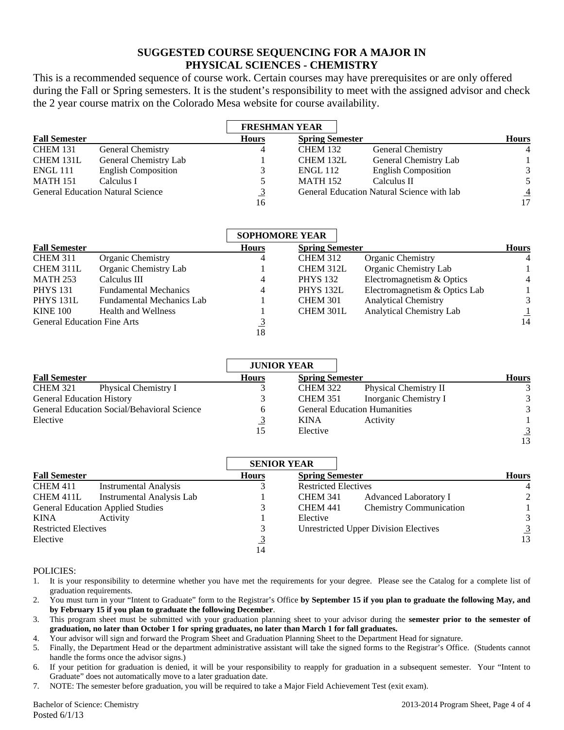# SUGGESTED COURSE SEQUENCING FOR A MAJOR IN PHYSICAL SCIENCES - CHEMISTRY

This is a recommended sequence of course work. Certain courses may have prerequisites or are only offered during the Fall or Spring semesters. It is the student's responsibility to meet with the assigned advisor and check the 2 year course matrix on the Colorado Mesa website for course availability.

## FRESHMAN YEAR

| Fall Semester | | Hours | Spring Semester | | Hours |
|---|---|---|---|---|---|
| CHEM 131 | General Chemistry | 4 | CHEM 132 | General Chemistry | 4 |
| CHEM 131L | General Chemistry Lab | 1 | CHEM 132L | General Chemistry Lab | 1 |
| ENGL 111 | English Composition | 3 | ENGL 112 | English Composition | 3 |
| MATH 151 | Calculus I | 5 | MATH 152 | Calculus II | 5 |
| General Education Natural Science | | 3 | General Education Natural Science with lab | | 4 |
| | | 16 | | | 17 |

## SOPHOMORE YEAR

| Fall Semester | | Hours | Spring Semester | | Hours |
|---|---|---|---|---|---|
| CHEM 311 | Organic Chemistry | 4 | CHEM 312 | Organic Chemistry | 4 |
| CHEM 311L | Organic Chemistry Lab | 1 | CHEM 312L | Organic Chemistry Lab | 1 |
| MATH 253 | Calculus III | 4 | PHYS 132 | Electromagnetism & Optics | 4 |
| PHYS 131 | Fundamental Mechanics | 4 | PHYS 132L | Electromagnetism & Optics Lab | 1 |
| PHYS 131L | Fundamental Mechanics Lab | 1 | CHEM 301 | Analytical Chemistry | 3 |
| KINE 100 | Health and Wellness | 1 | CHEM 301L | Analytical Chemistry Lab | 1 |
| General Education Fine Arts | | 3 | | | 14 |
| | | 18 | | | |

## JUNIOR YEAR

| Fall Semester | | Hours | Spring Semester | | Hours |
|---|---|---|---|---|---|
| CHEM 321 | Physical Chemistry I | 3 | CHEM 322 | Physical Chemistry II | 3 |
| General Education History | | 3 | CHEM 351 | Inorganic Chemistry I | 3 |
| General Education Social/Behavioral Science | | 6 | General Education Humanities | | 3 |
| Elective | | 3 | KINA | Activity | 1 |
| | | 15 | Elective | | 3 |
| | | | | | 13 |

## SENIOR YEAR

| Fall Semester | | Hours | Spring Semester | | Hours |
|---|---|---|---|---|---|
| CHEM 411 | Instrumental Analysis | 3 | Restricted Electives | | 4 |
| CHEM 411L | Instrumental Analysis Lab | 1 | CHEM 341 | Advanced Laboratory I | 2 |
| General Education Applied Studies | | 3 | CHEM 441 | Chemistry Communication | 1 |
| KINA | Activity | 1 | Elective | | 3 |
| Restricted Electives | | 3 | Unrestricted Upper Division Electives | | 3 |
| Elective | | 3 | | | 13 |
| | | 14 | | | |

POLICIES:

1. It is your responsibility to determine whether you have met the requirements for your degree. Please see the Catalog for a complete list of graduation requirements.
2. You must turn in your "Intent to Graduate" form to the Registrar's Office **by September 15 if you plan to graduate the following May, and by February 15 if you plan to graduate the following December**.
3. This program sheet must be submitted with your graduation planning sheet to your advisor during the **semester prior to the semester of graduation, no later than October 1 for spring graduates, no later than March 1 for fall graduates.**
4. Your advisor will sign and forward the Program Sheet and Graduation Planning Sheet to the Department Head for signature.
5. Finally, the Department Head or the department administrative assistant will take the signed forms to the Registrar's Office. (Students cannot handle the forms once the advisor signs.)
6. If your petition for graduation is denied, it will be your responsibility to reapply for graduation in a subsequent semester. Your "Intent to Graduate" does not automatically move to a later graduation date.
7. NOTE: The semester before graduation, you will be required to take a Major Field Achievement Test (exit exam).

Bachelor of Science: Chemistry
Posted 6/1/13